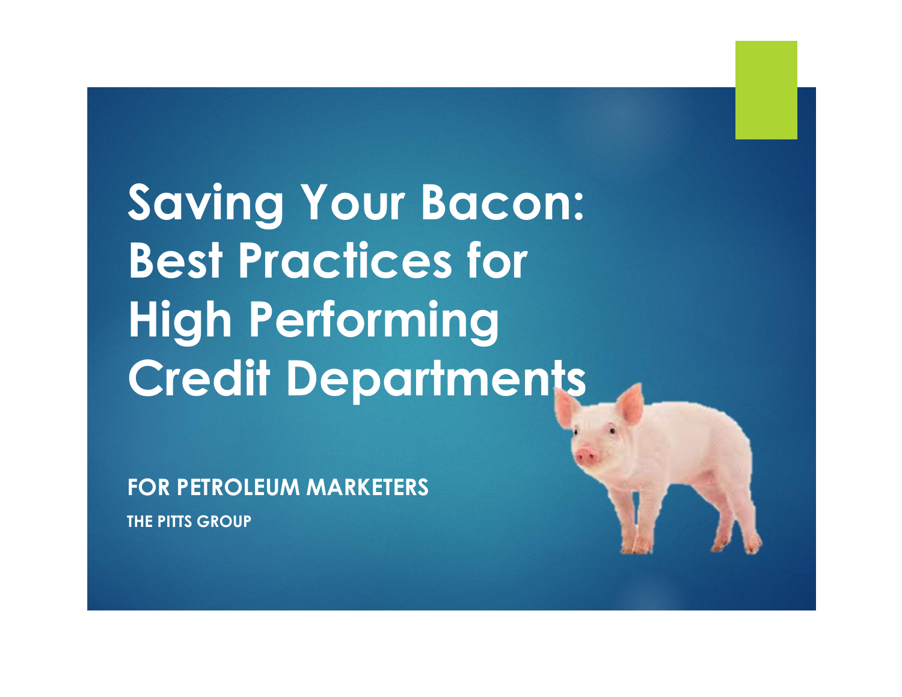# Saving Your Bacon: Best Practices for High Performing Credit Departments

**FOR PETROLEUM MARKETERS**

**THE PITTS GROUP**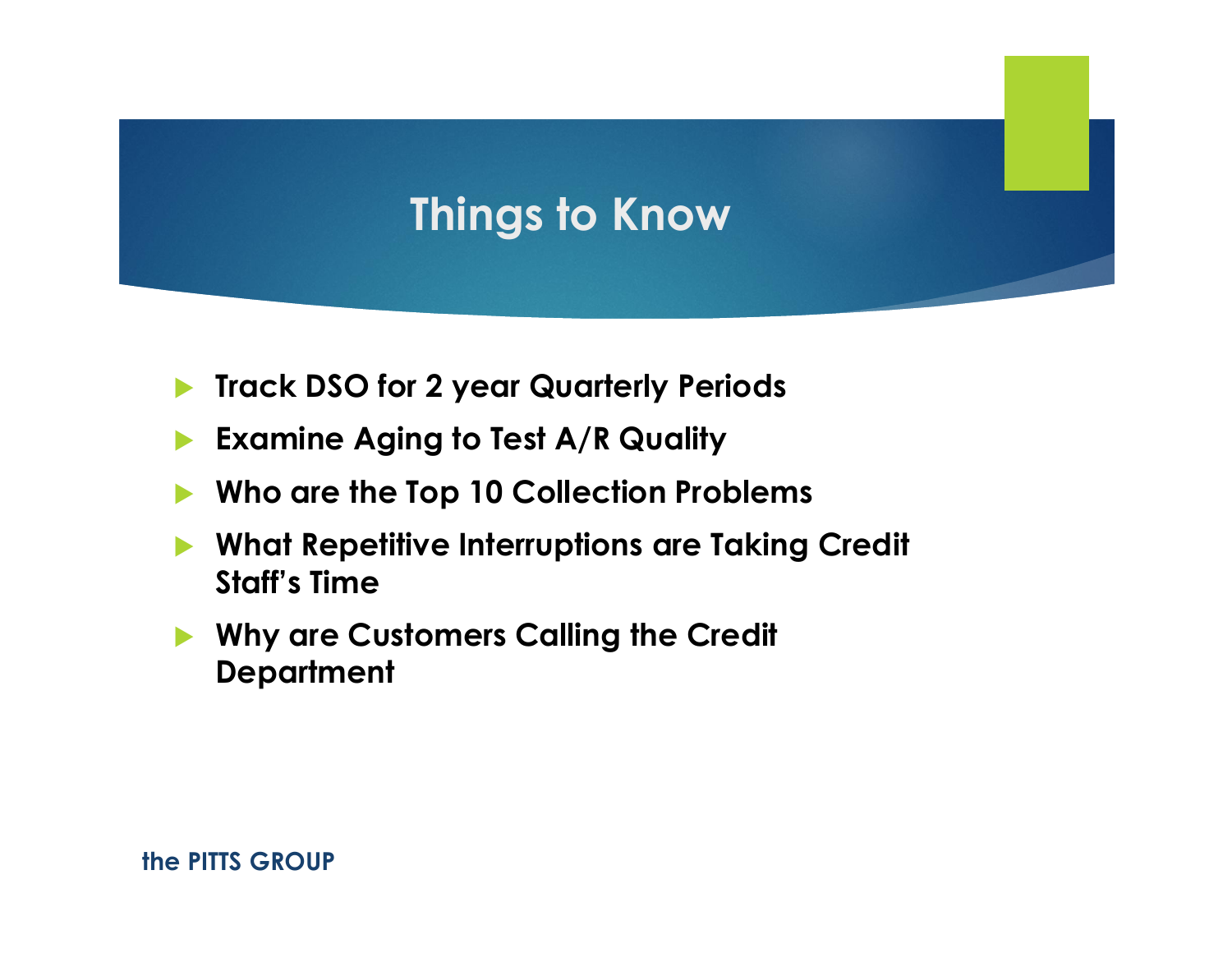# Things to Know

- **Track DSO for 2 year Quarterly Periods**
- **Examine Aging to Test A/R Quality**
- **Who are the Top 10 Collection Problems**
- **What Repetitive Interruptions are Taking Credit Staff's Time**
- **Why are Customers Calling the Credit Department**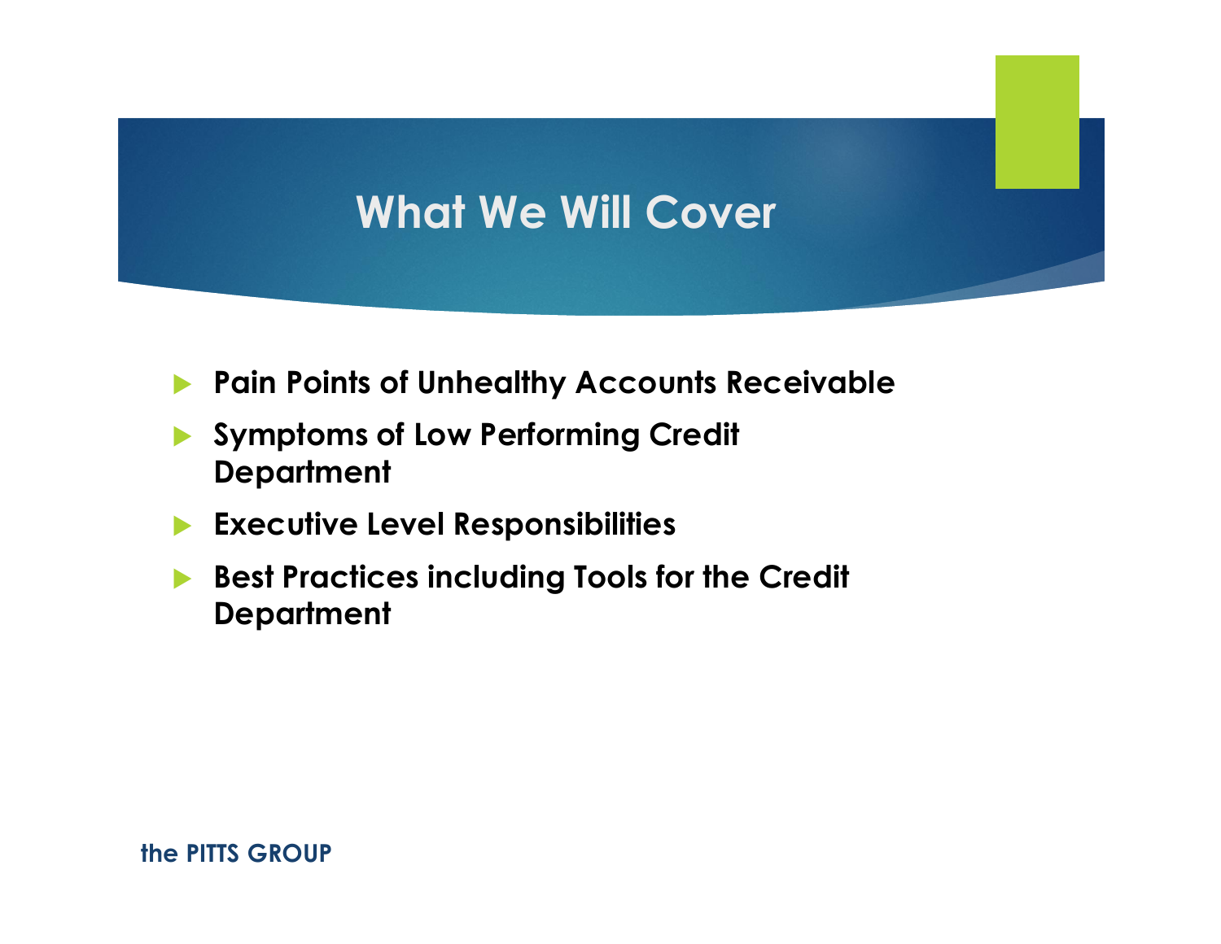# What We Will Cover

- **Pain Points of Unhealthy Accounts Receivable**
- **Symptoms of Low Performing Credit Department**
- **Executive Level Responsibilities**
- **Best Practices including Tools for the Credit Department**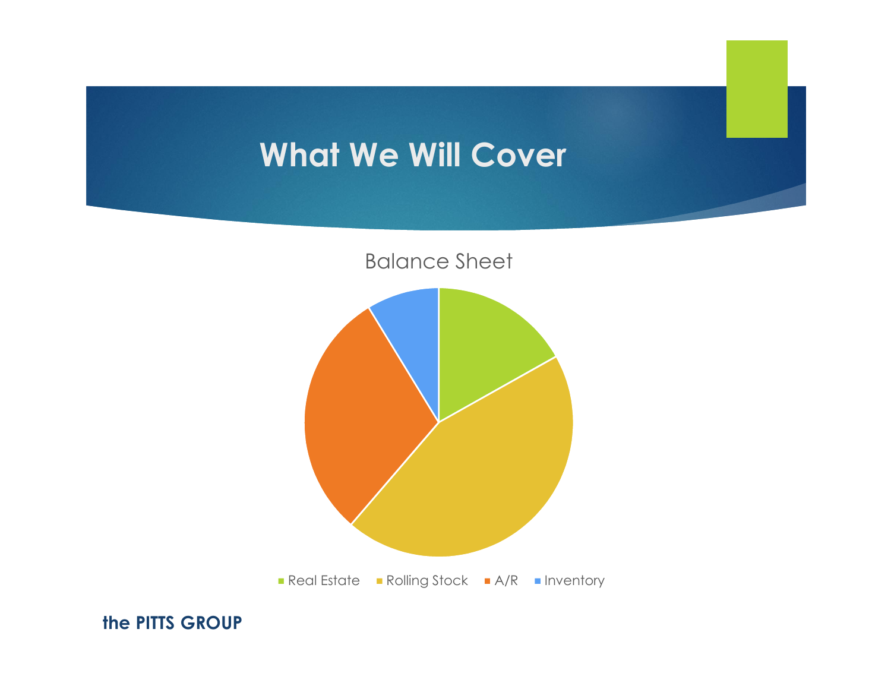# What We Will Cover

Balance Sheet

- Real Estate
- Rolling Stock
- A/R
- Inventory

**the PITTS GROUP**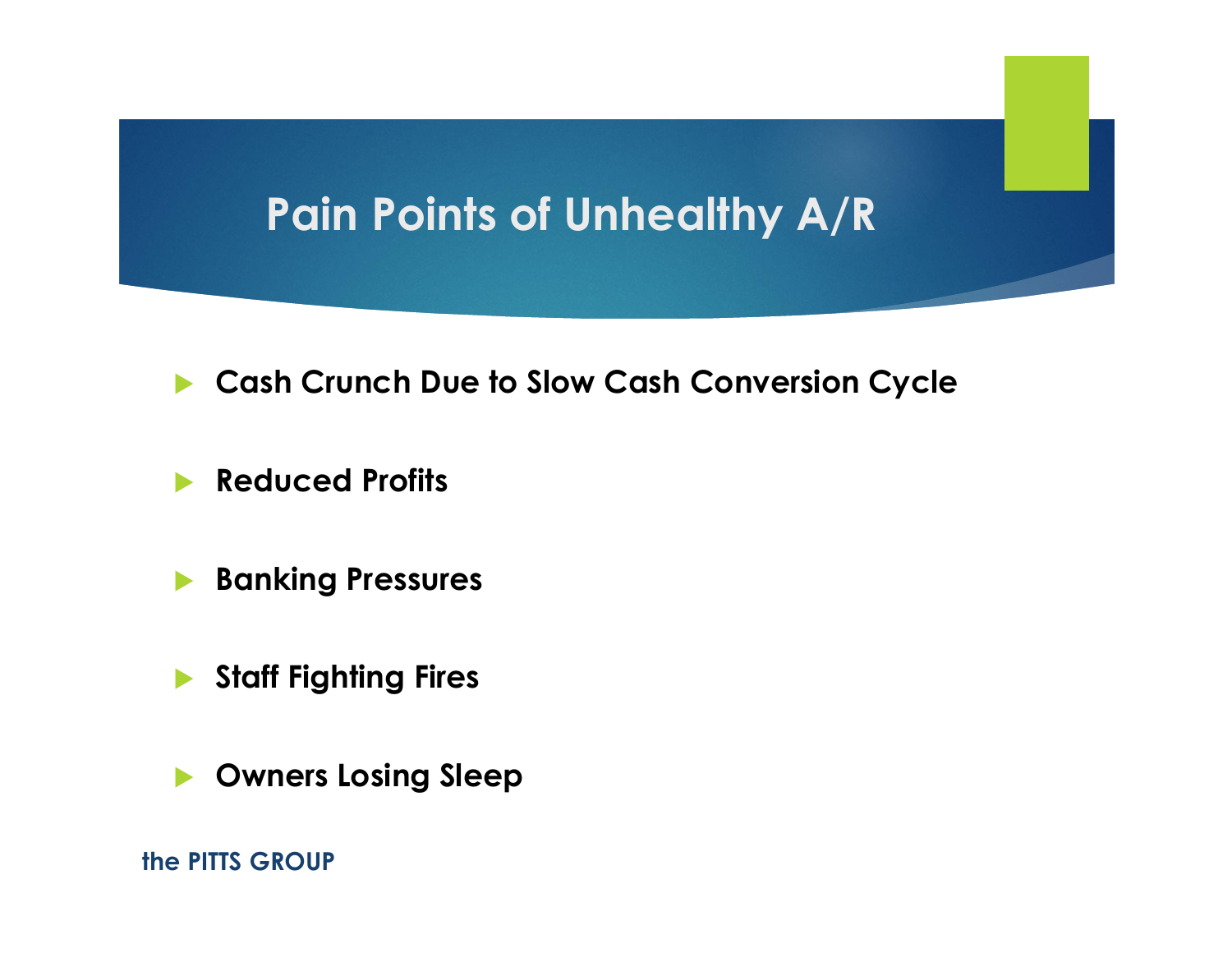# Pain Points of Unhealthy A/R

- **Cash Crunch Due to Slow Cash Conversion Cycle**
- **Reduced Profits**
- **Banking Pressures**
- **Staff Fighting Fires**
- **Owners Losing Sleep**

the PITTS GROUP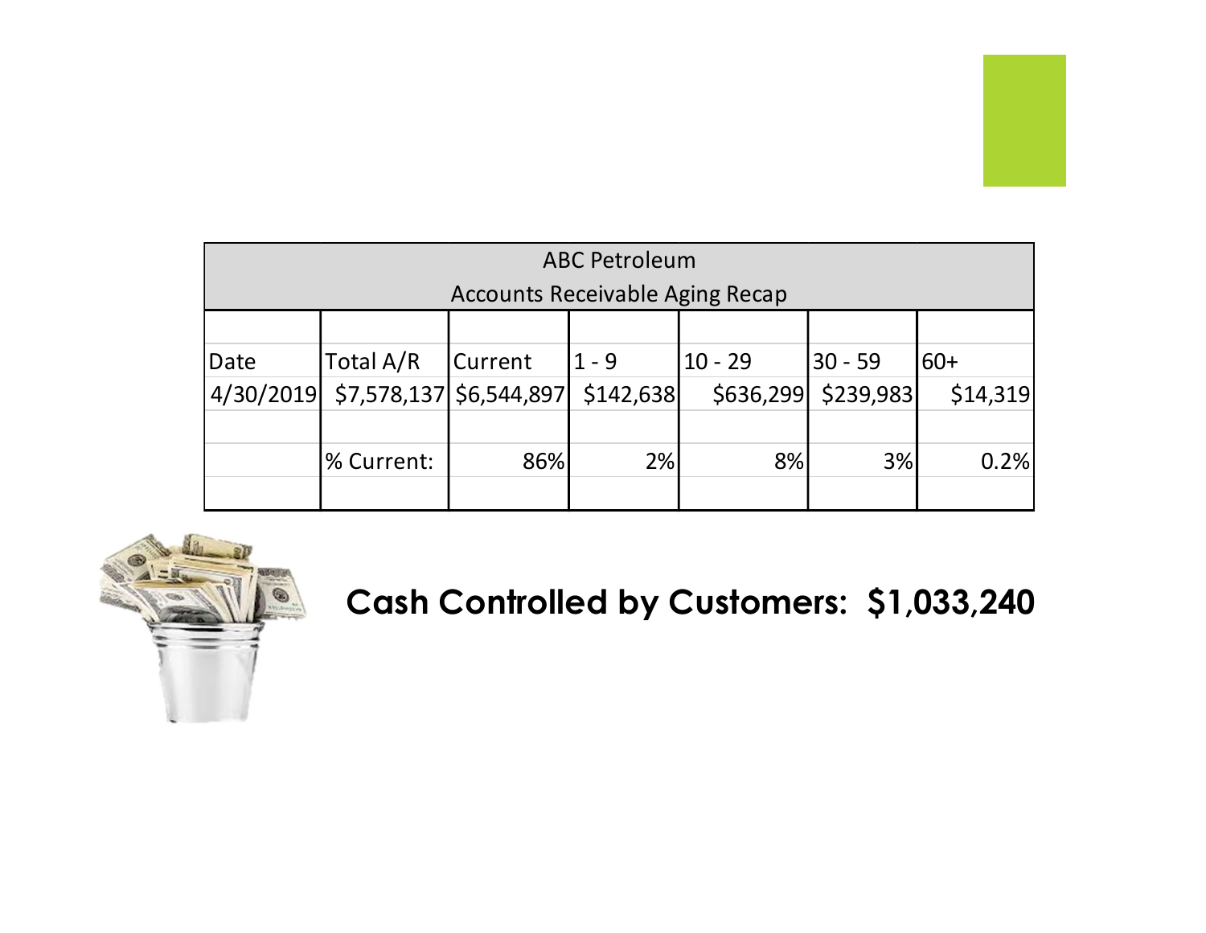| ABC Petroleum<br>Accounts Receivable Aging Recap | | | | | | |
|---|---|---|---|---|---|---|
| Date | Total A/R | Current | 1 - 9 | 10 - 29 | 30 - 59 | 60+ |
| 4/30/2019 | $7,578,137 | $6,544,897 | $142,638 | $636,299 | $239,983 | $14,319 |
| | | | | | | |
| | % Current: | 86% | 2% | 8% | 3% | 0.2% |

**Cash Controlled by Customers: $1,033,240**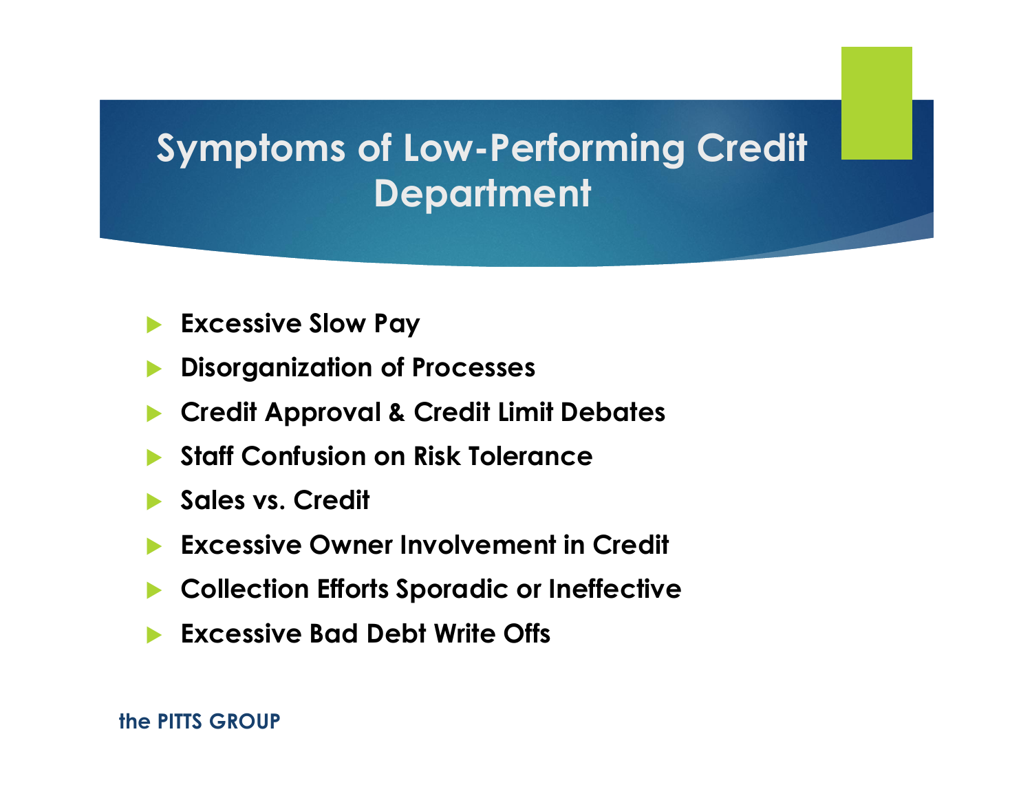# Symptoms of Low-Performing Credit Department

- **Excessive Slow Pay**
- **Disorganization of Processes**
- **Credit Approval & Credit Limit Debates**
- **Staff Confusion on Risk Tolerance**
- **Sales vs. Credit**
- **Excessive Owner Involvement in Credit**
- **Collection Efforts Sporadic or Ineffective**
- **Excessive Bad Debt Write Offs**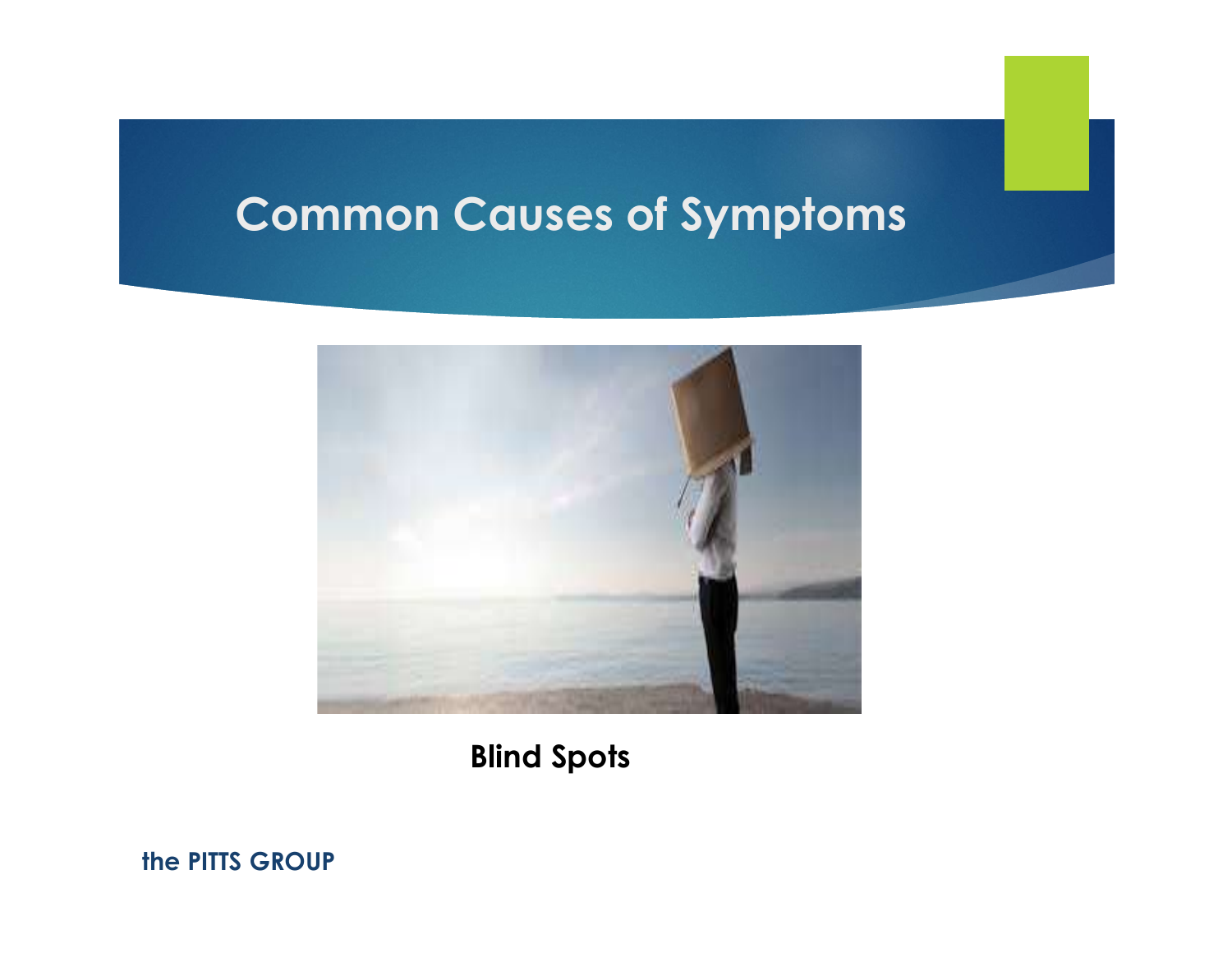# Common Causes of Symptoms

**Blind Spots**

**the PITTS GROUP**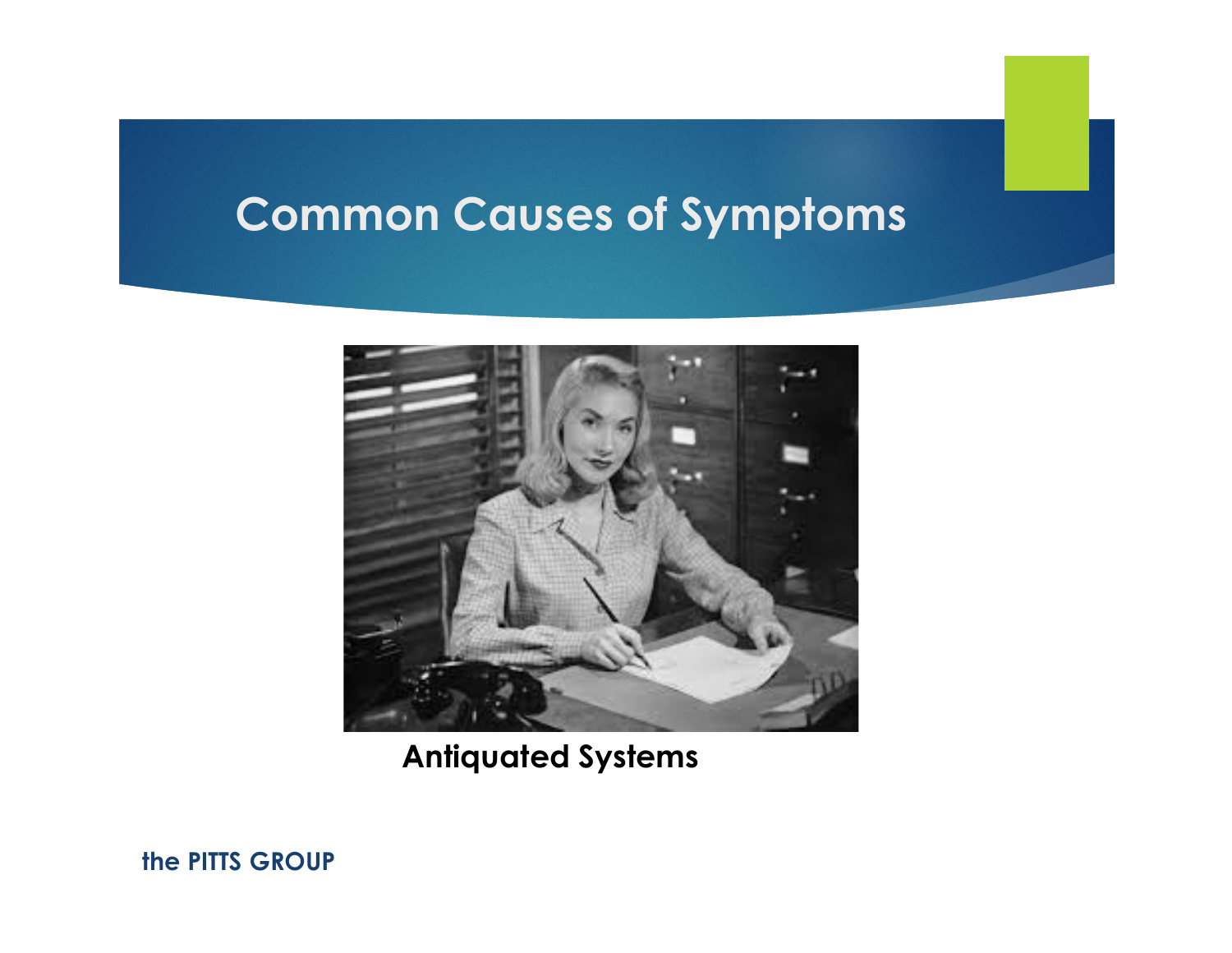# Common Causes of Symptoms

**Antiquated Systems**

**the PITTS GROUP**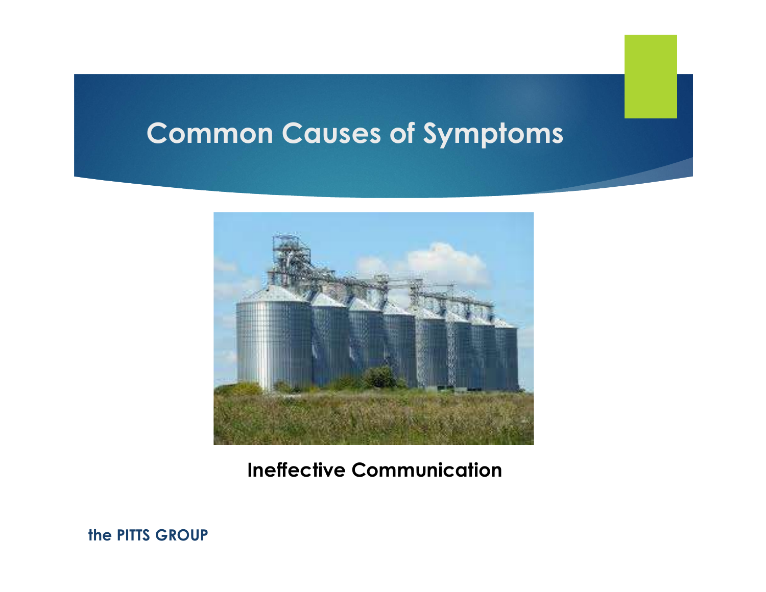# Common Causes of Symptoms

**Ineffective Communication**

**the PITTS GROUP**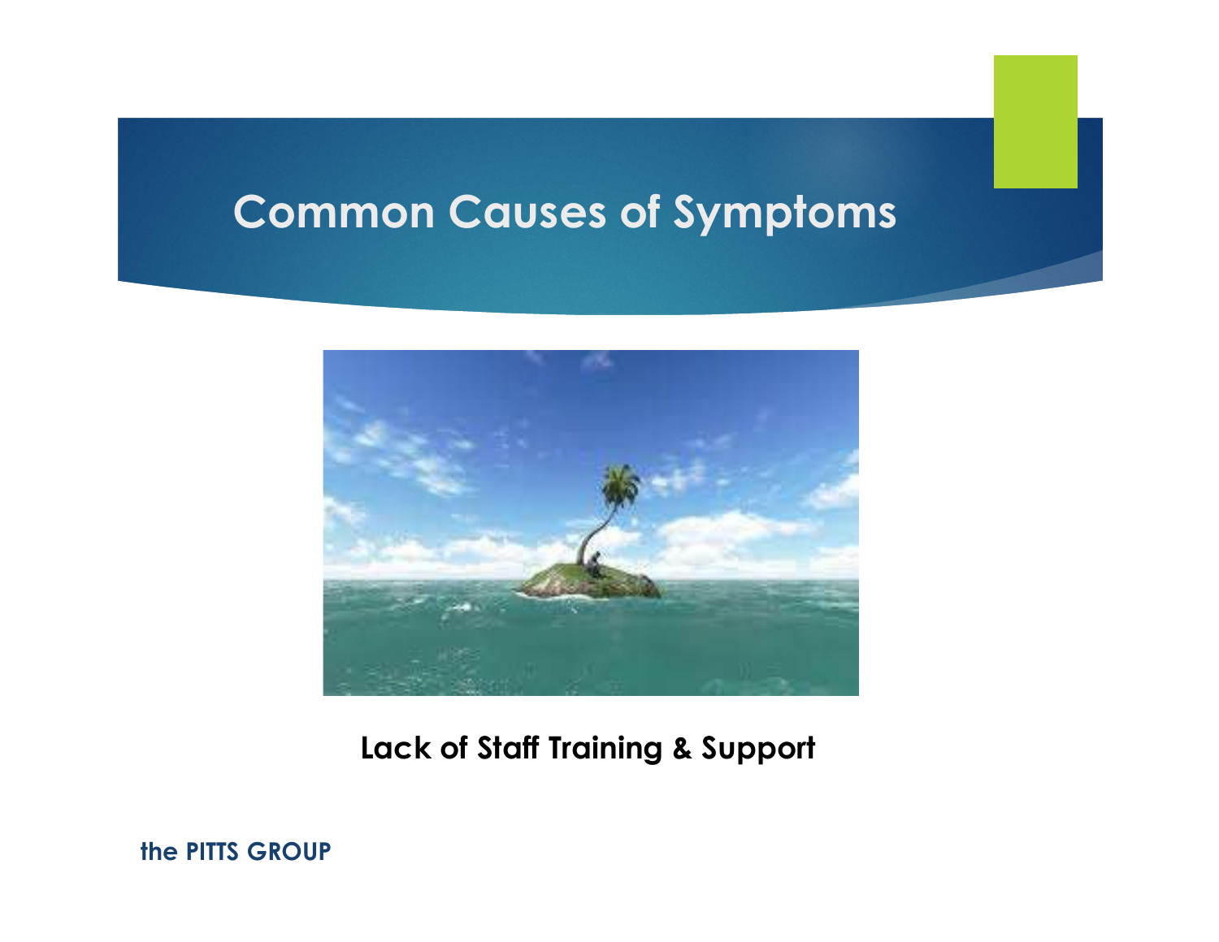# Common Causes of Symptoms

**Lack of Staff Training & Support**

**the PITTS GROUP**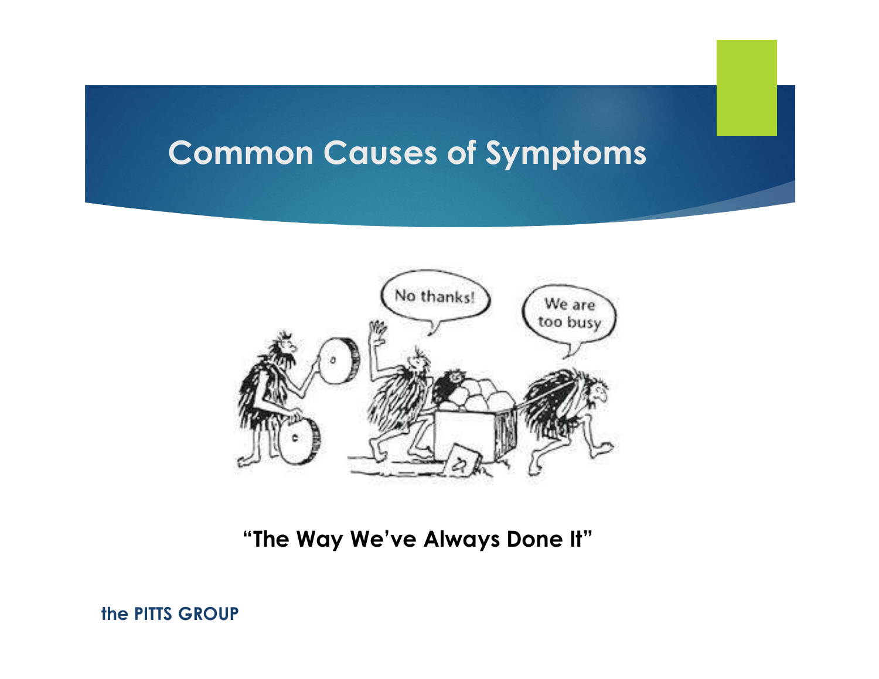# Common Causes of Symptoms

**"The Way We've Always Done It"**

**the PITTS GROUP**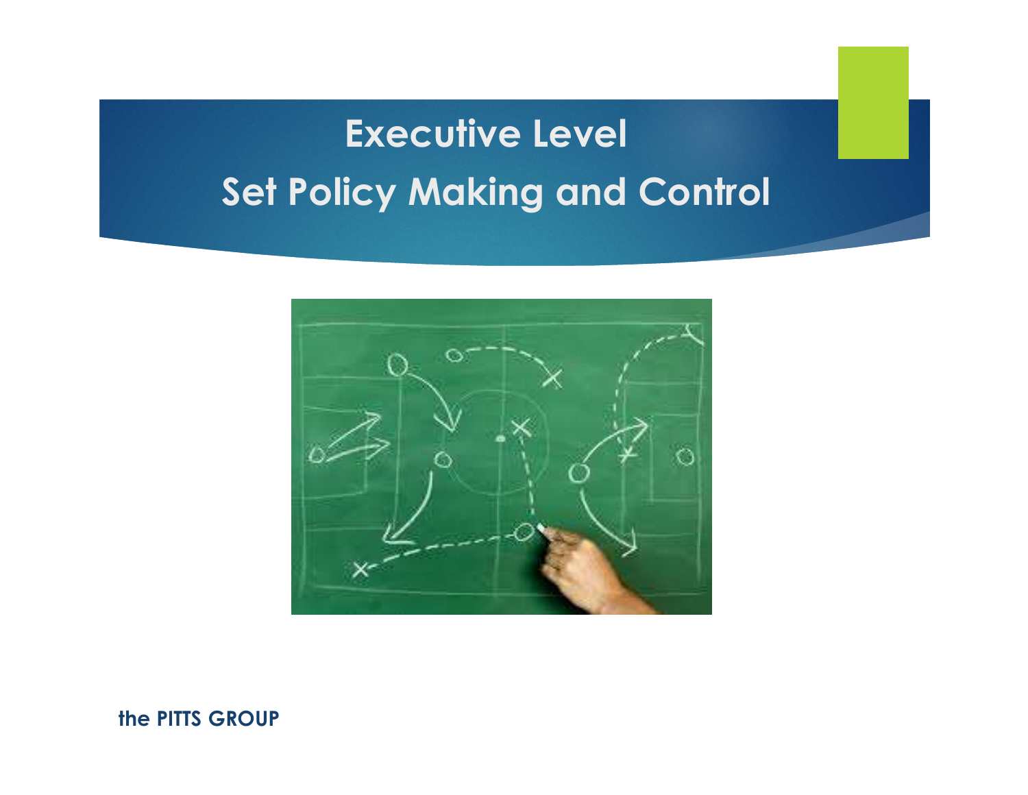# Executive Level

# Set Policy Making and Control

the PITTS GROUP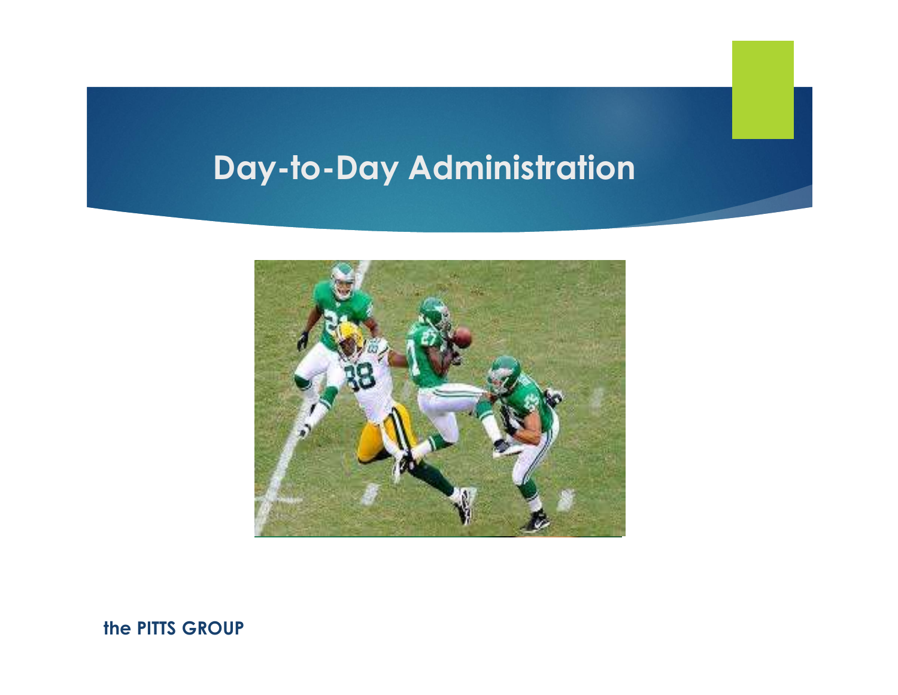# Day-to-Day Administration

the PITTS GROUP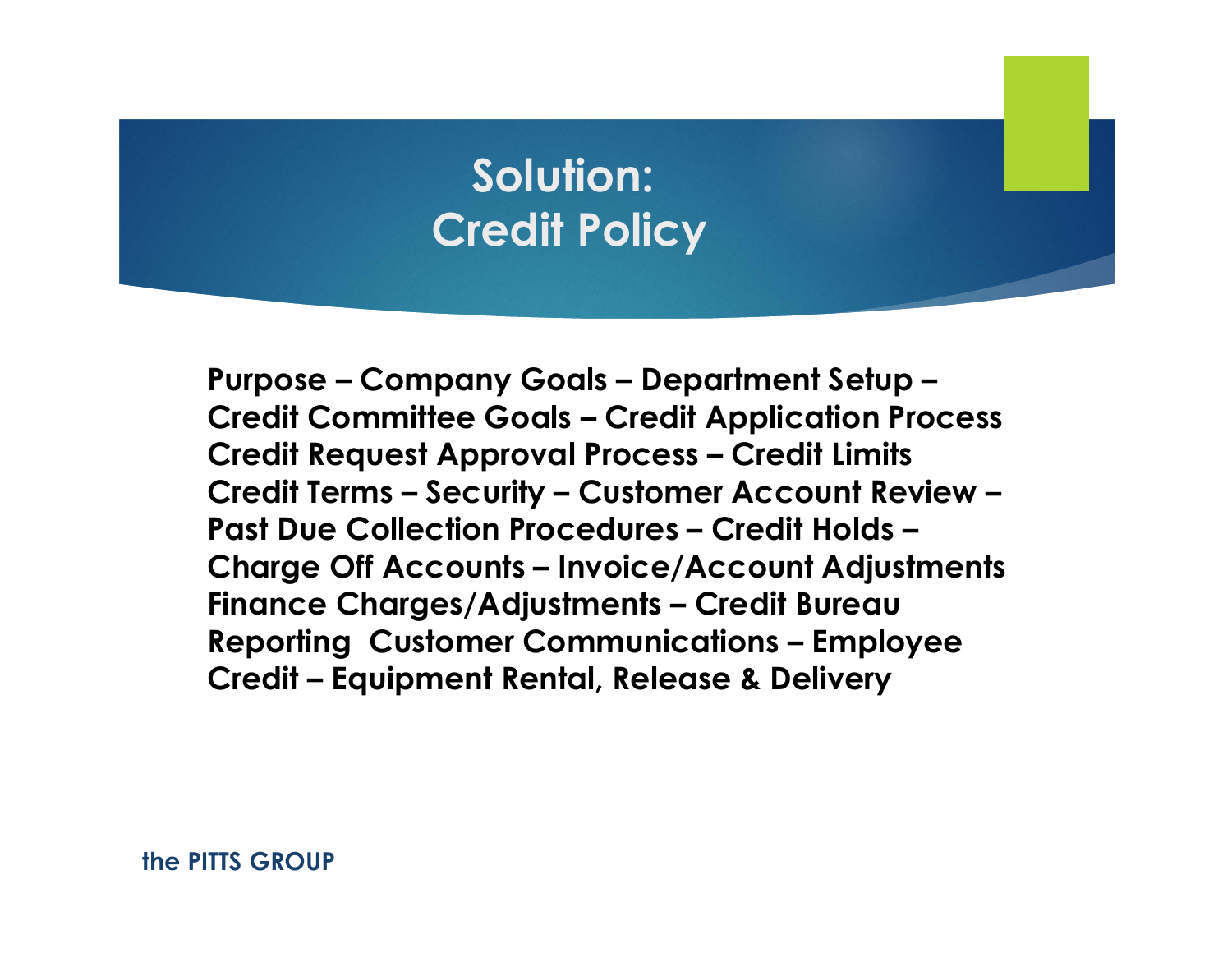# Solution:
# Credit Policy

**Purpose – Company Goals – Department Setup – Credit Committee Goals – Credit Application Process Credit Request Approval Process – Credit Limits Credit Terms – Security – Customer Account Review – Past Due Collection Procedures – Credit Holds – Charge Off Accounts – Invoice/Account Adjustments Finance Charges/Adjustments – Credit Bureau Reporting  Customer Communications – Employee Credit – Equipment Rental, Release & Delivery**

**the PITTS GROUP**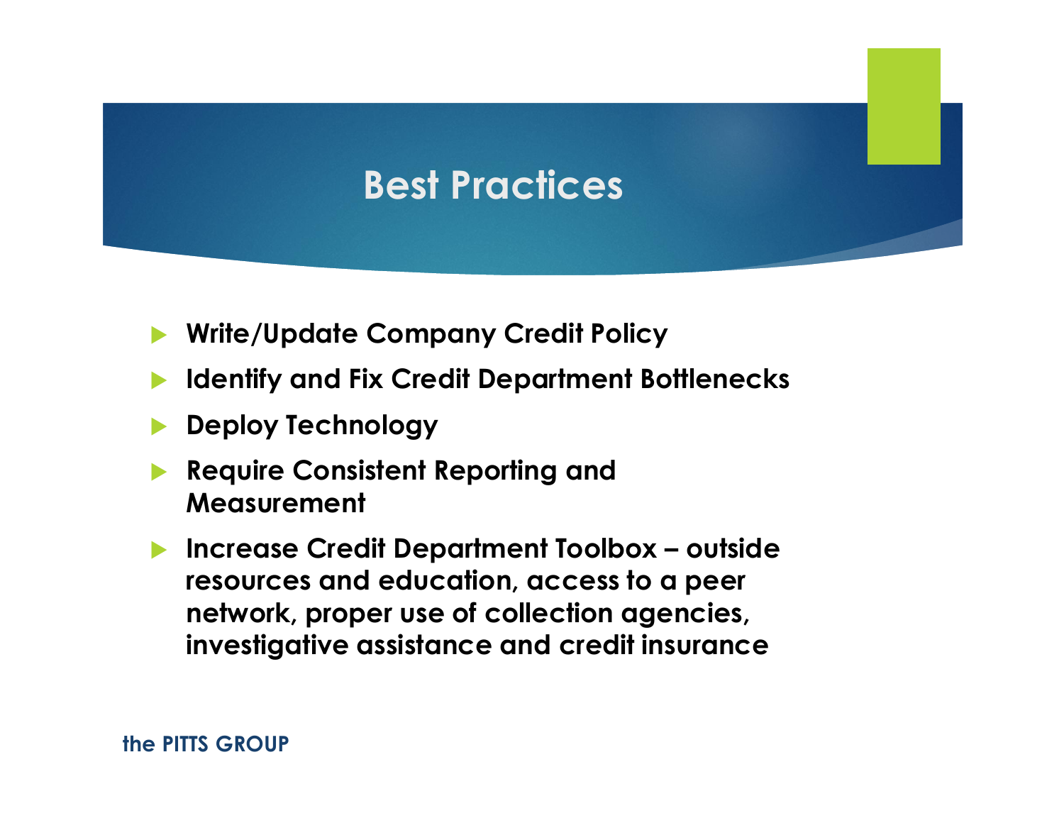# Best Practices

- **Write/Update Company Credit Policy**
- **Identify and Fix Credit Department Bottlenecks**
- **Deploy Technology**
- **Require Consistent Reporting and Measurement**
- **Increase Credit Department Toolbox – outside resources and education, access to a peer network, proper use of collection agencies, investigative assistance and credit insurance**

**the PITTS GROUP**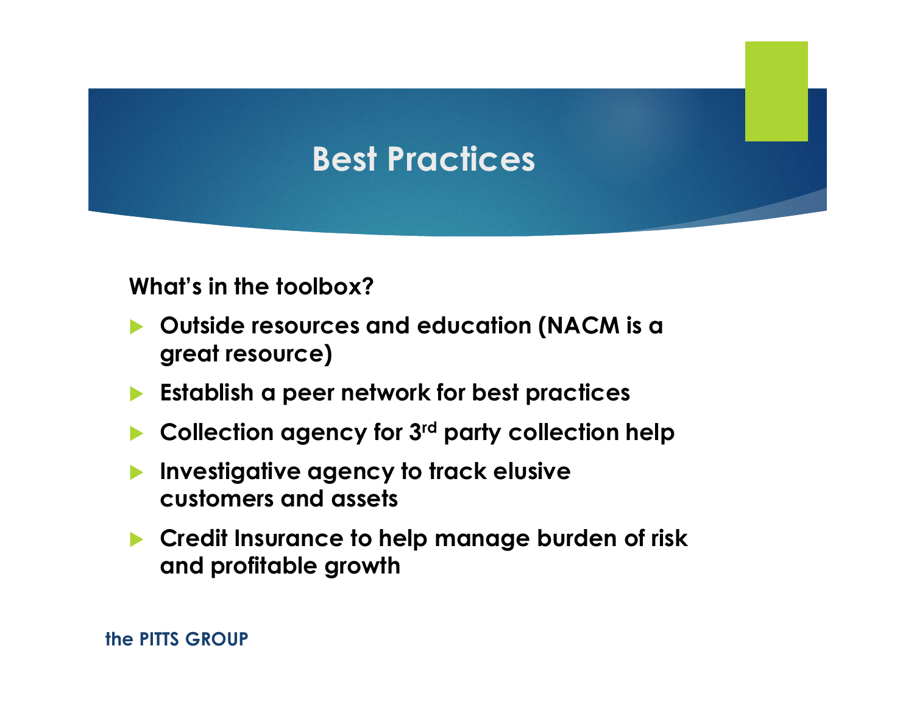# Best Practices

**What's in the toolbox?**

- **Outside resources and education (NACM is a great resource)**
- **Establish a peer network for best practices**
- **Collection agency for 3rd party collection help**
- **Investigative agency to track elusive customers and assets**
- **Credit Insurance to help manage burden of risk and profitable growth**

**the PITTS GROUP**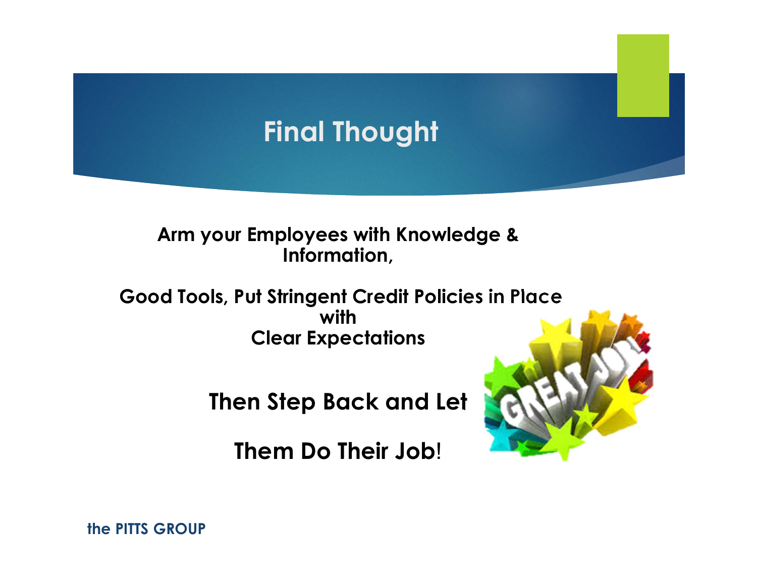# Final Thought

**Arm your Employees with Knowledge & Information,**

**Good Tools, Put Stringent Credit Policies in Place with Clear Expectations**

**Then Step Back and Let**

**Them Do Their Job!**

the PITTS GROUP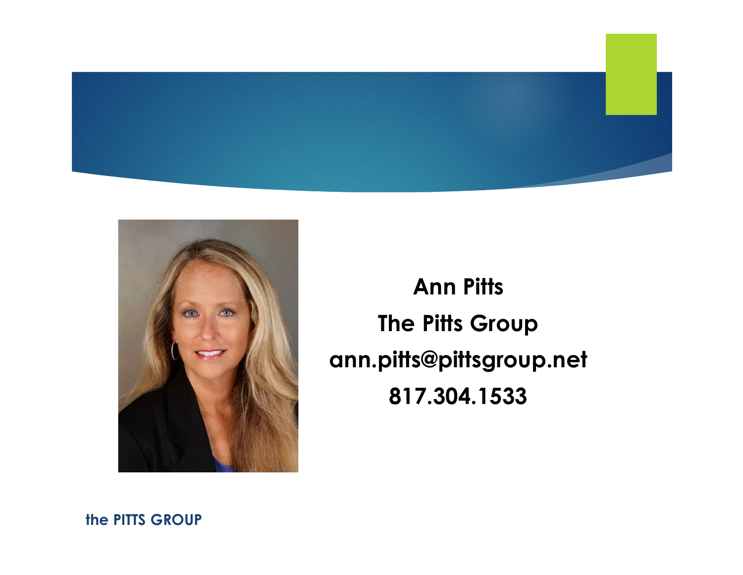**Ann Pitts**

**The Pitts Group**

**ann.pitts@pittsgroup.net**

**817.304.1533**

**the PITTS GROUP**